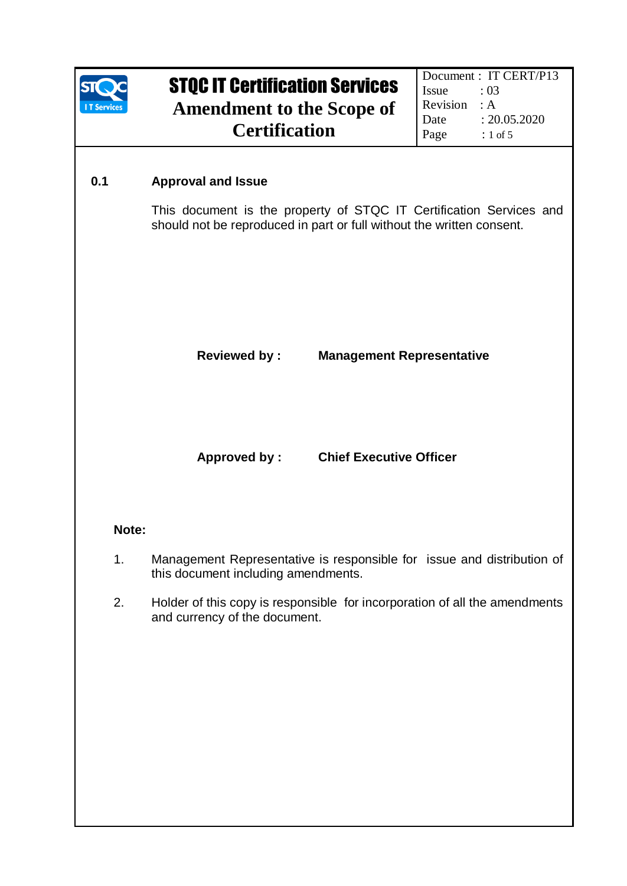# STQC IT Certification Services

## Amendment to the Scope of Certification

| Document | : IT CERT/P13 |
|---|---|
| Issue | : 03 |
| Revision | : A |
| Date | : 20.05.2020 |

### 0.1 Approval and Issue

This document is the property of STQC IT Certification Services and should not be reproduced in part or full without the written consent.

**Reviewed by :** **Management Representative**

**Approved by :** **Chief Executive Officer**

**Note:**

1. Management Representative is responsible for issue and distribution of this document including amendments.
2. Holder of this copy is responsible for incorporation of all the amendments and currency of the document.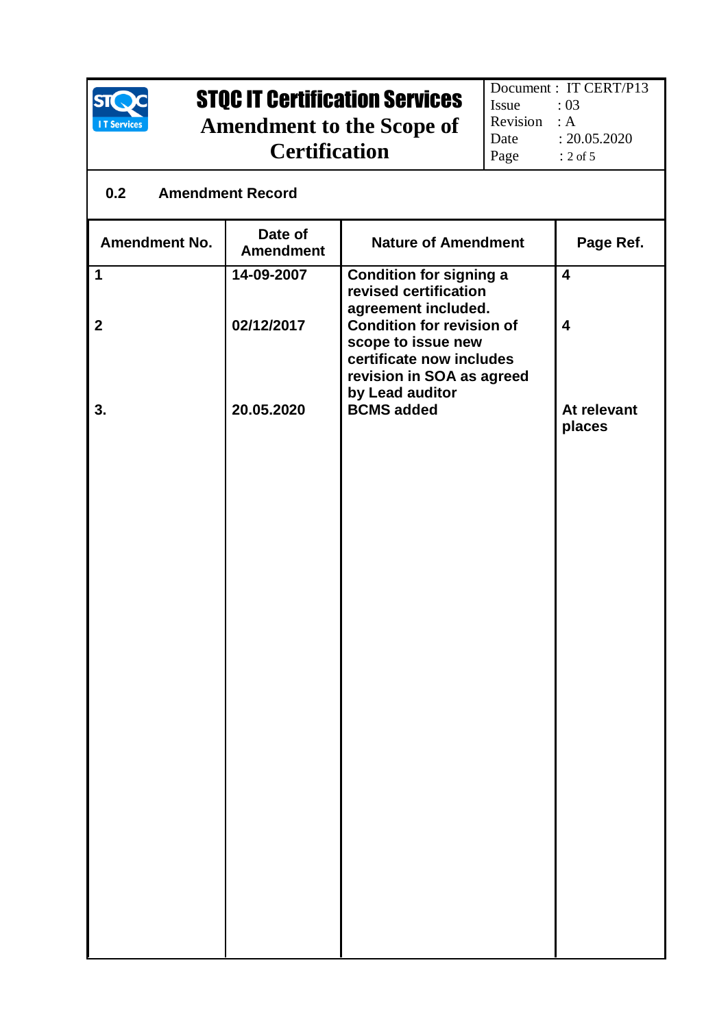## 0.2 Amendment Record

| Amendment No. | Date of Amendment | Nature of Amendment | Page Ref. |
|---|---|---|---|
| 1 | 14-09-2007 | Condition for signing a revised certification agreement included. | 4 |
| 2 | 02/12/2017 | Condition for revision of scope to issue new certificate now includes revision in SOA as agreed by Lead auditor | 4 |
| 3. | 20.05.2020 | BCMS added | At relevant places |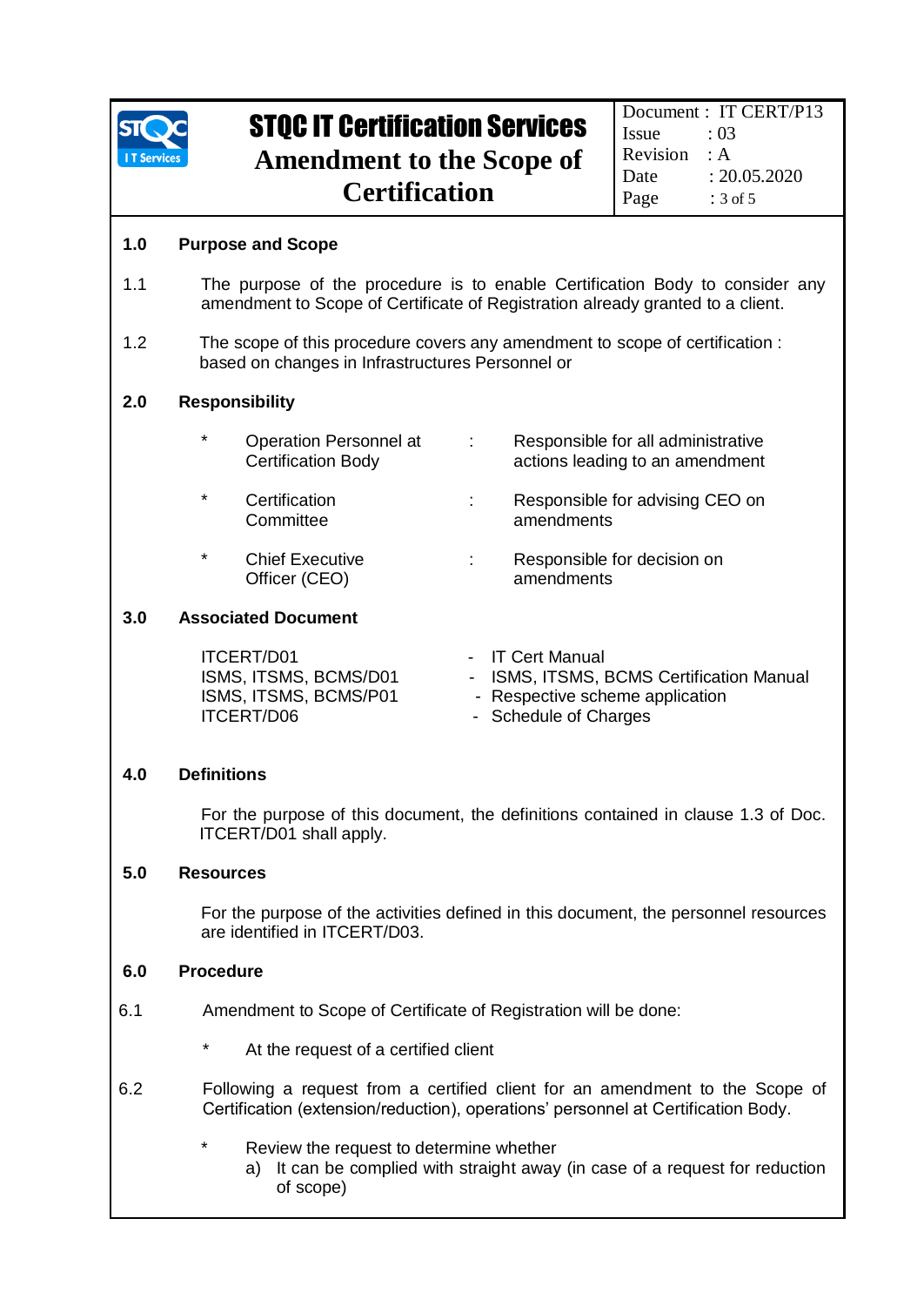## 1.0 Purpose and Scope

1.1 The purpose of the procedure is to enable Certification Body to consider any amendment to Scope of Certificate of Registration already granted to a client.

1.2 The scope of this procedure covers any amendment to scope of certification : based on changes in Infrastructures Personnel or

## 2.0 Responsibility

| | | |
|---|---|---|
| * Operation Personnel at Certification Body | : | Responsible for all administrative actions leading to an amendment |
| * Certification Committee | : | Responsible for advising CEO on amendments |
| * Chief Executive Officer (CEO) | : | Responsible for decision on amendments |

## 3.0 Associated Document

| | |
|---|---|
| ITCERT/D01 | - IT Cert Manual |
| ISMS, ITSMS, BCMS/D01 | - ISMS, ITSMS, BCMS Certification Manual |
| ISMS, ITSMS, BCMS/P01 | - Respective scheme application |
| ITCERT/D06 | - Schedule of Charges |

## 4.0 Definitions

For the purpose of this document, the definitions contained in clause 1.3 of Doc. ITCERT/D01 shall apply.

## 5.0 Resources

For the purpose of the activities defined in this document, the personnel resources are identified in ITCERT/D03.

## 6.0 Procedure

6.1 Amendment to Scope of Certificate of Registration will be done:

- At the request of a certified client

6.2 Following a request from a certified client for an amendment to the Scope of Certification (extension/reduction), operations' personnel at Certification Body.

- Review the request to determine whether
  a) It can be complied with straight away (in case of a request for reduction of scope)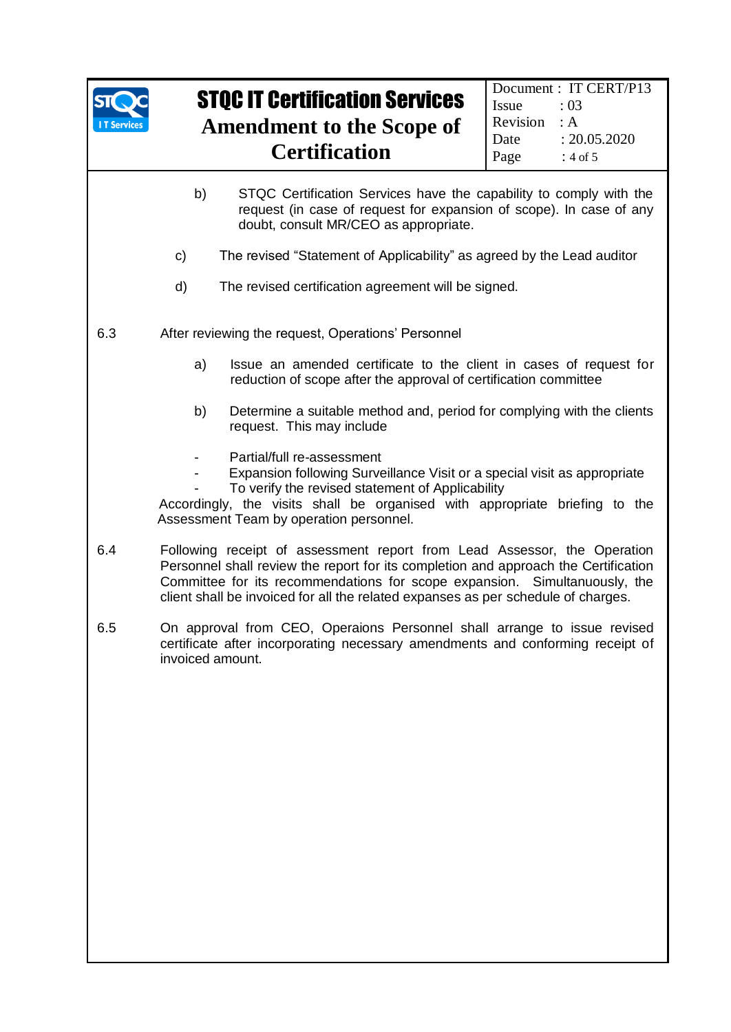b) STQC Certification Services have the capability to comply with the request (in case of request for expansion of scope). In case of any doubt, consult MR/CEO as appropriate.

c) The revised "Statement of Applicability" as agreed by the Lead auditor

d) The revised certification agreement will be signed.

6.3 After reviewing the request, Operations' Personnel

a) Issue an amended certificate to the client in cases of request for reduction of scope after the approval of certification committee

b) Determine a suitable method and, period for complying with the clients request. This may include

- Partial/full re-assessment
- Expansion following Surveillance Visit or a special visit as appropriate
- To verify the revised statement of Applicability

Accordingly, the visits shall be organised with appropriate briefing to the Assessment Team by operation personnel.

6.4 Following receipt of assessment report from Lead Assessor, the Operation Personnel shall review the report for its completion and approach the Certification Committee for its recommendations for scope expansion. Simultanuously, the client shall be invoiced for all the related expanses as per schedule of charges.

6.5 On approval from CEO, Operaions Personnel shall arrange to issue revised certificate after incorporating necessary amendments and conforming receipt of invoiced amount.